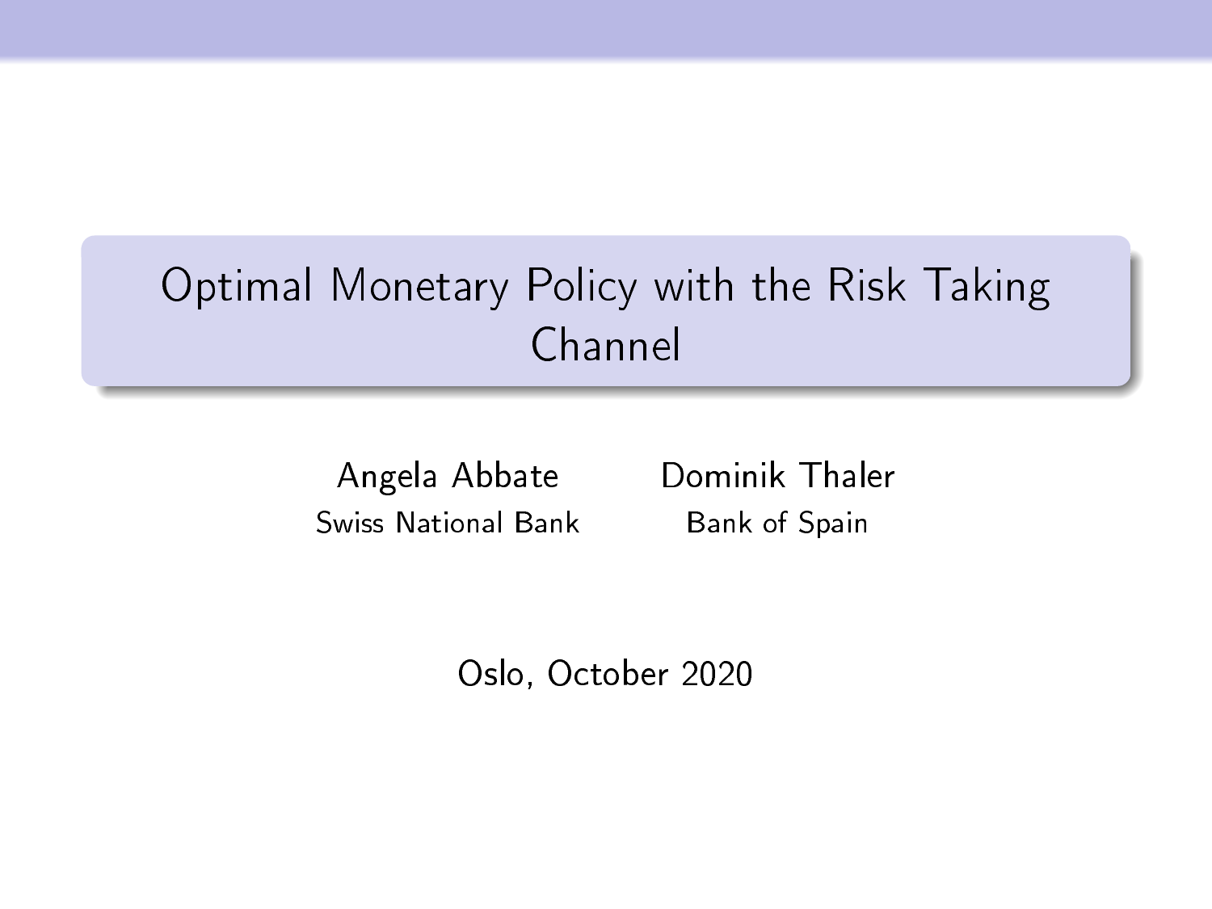# Optimal Monetary Policy with the Risk Taking Channel

Angela Abbate
Swiss National Bank

Dominik Thaler
Bank of Spain

Oslo, October 2020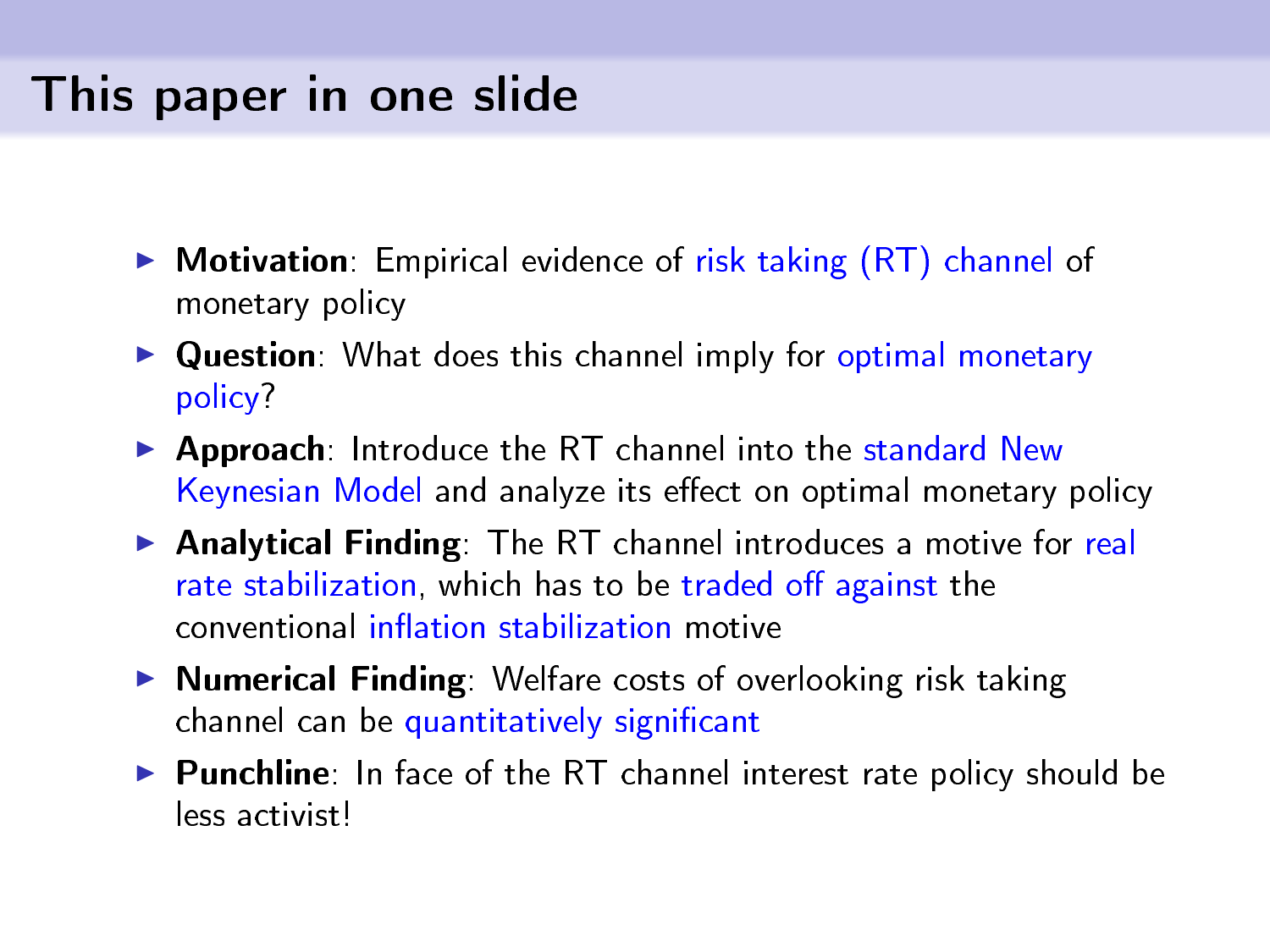# This paper in one slide

- **Motivation**: Empirical evidence of risk taking (RT) channel of monetary policy
- **Question**: What does this channel imply for optimal monetary policy?
- **Approach**: Introduce the RT channel into the standard New Keynesian Model and analyze its effect on optimal monetary policy
- **Analytical Finding**: The RT channel introduces a motive for real rate stabilization, which has to be traded off against the conventional inflation stabilization motive
- **Numerical Finding**: Welfare costs of overlooking risk taking channel can be quantitatively significant
- **Punchline**: In face of the RT channel interest rate policy should be less activist!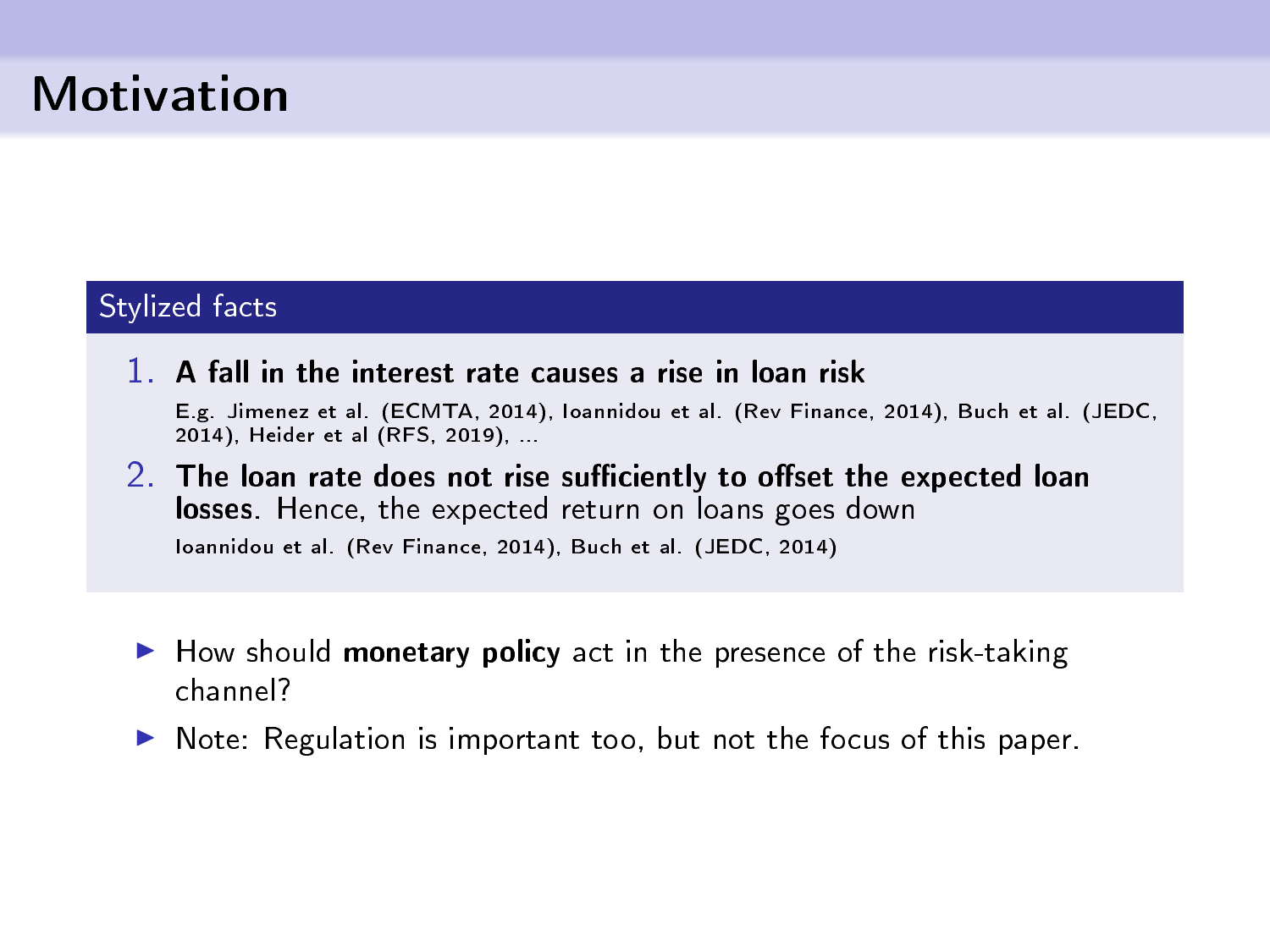# Motivation

## Stylized facts

1. **A fall in the interest rate causes a rise in loan risk**
   E.g. Jimenez et al. (ECMTA, 2014), Ioannidou et al. (Rev Finance, 2014), Buch et al. (JEDC, 2014), Heider et al (RFS, 2019), ...
2. **The loan rate does not rise sufficiently to offset the expected loan losses**. Hence, the expected return on loans goes down
   Ioannidou et al. (Rev Finance, 2014), Buch et al. (JEDC, 2014)

- How should **monetary policy** act in the presence of the risk-taking channel?
- Note: Regulation is important too, but not the focus of this paper.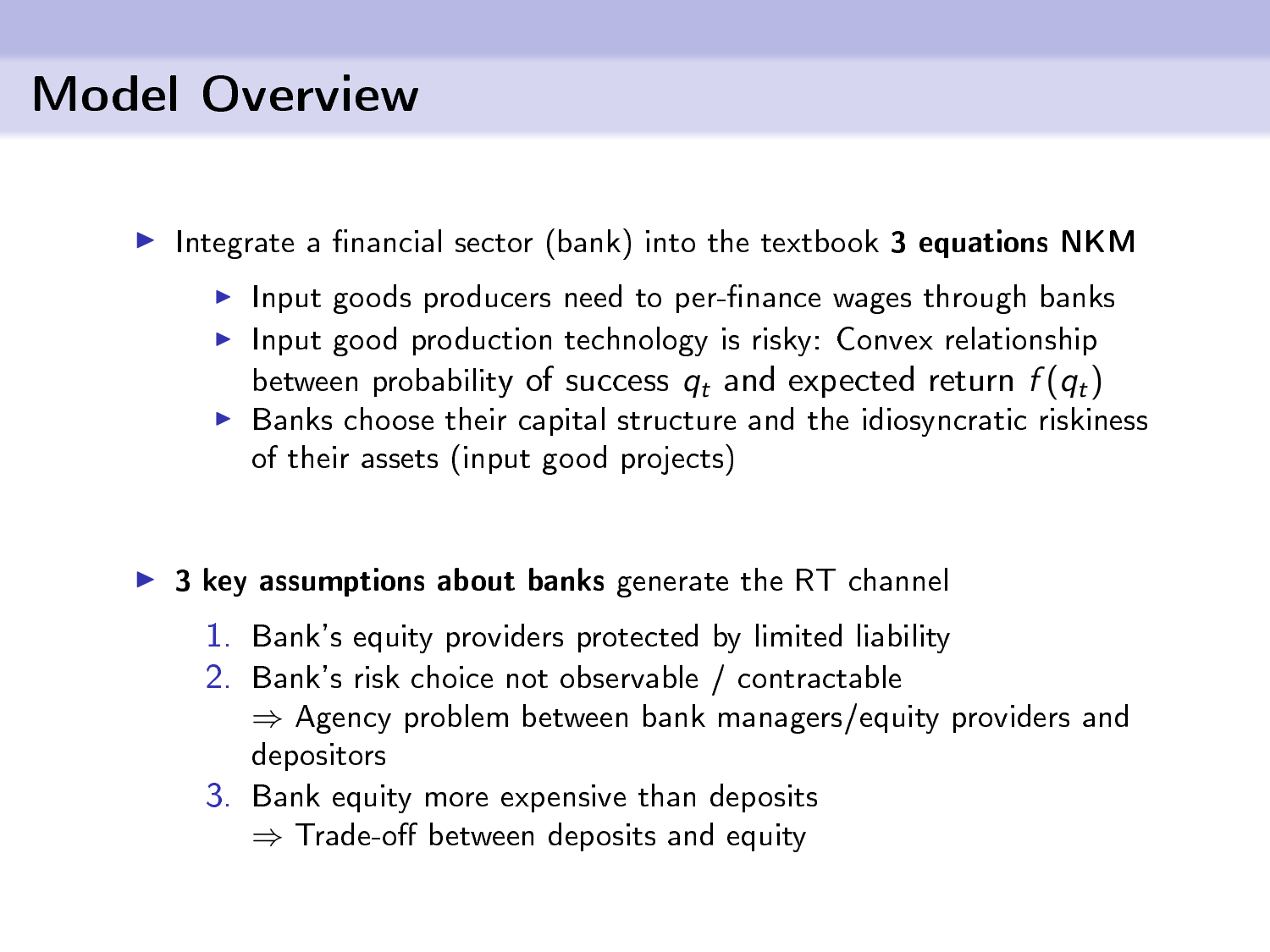# Model Overview

- Integrate a financial sector (bank) into the textbook **3 equations NKM**
  - Input goods producers need to per-finance wages through banks
  - Input good production technology is risky: Convex relationship between probability of success $q_t$ and expected return $f(q_t)$
  - Banks choose their capital structure and the idiosyncratic riskiness of their assets (input good projects)

- **3 key assumptions about banks** generate the RT channel
  1. Bank's equity providers protected by limited liability
  2. Bank's risk choice not observable / contractable
     $\Rightarrow$ Agency problem between bank managers/equity providers and depositors
  3. Bank equity more expensive than deposits
     $\Rightarrow$ Trade-off between deposits and equity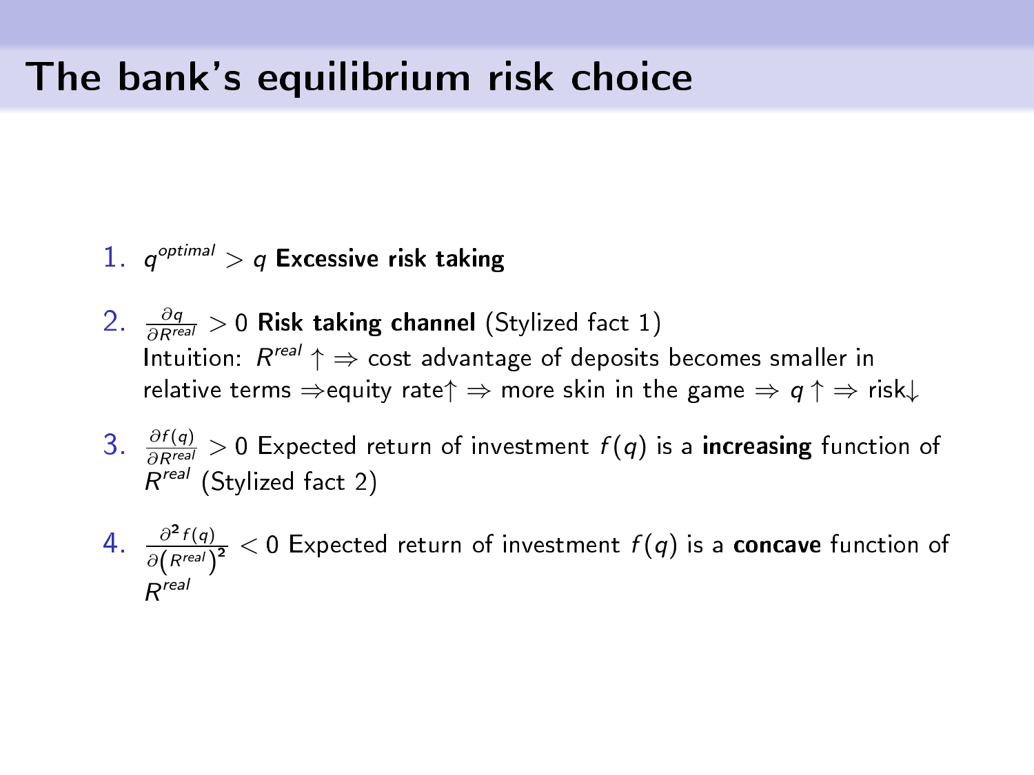# The bank's equilibrium risk choice

1. $q^{optimal} > q$ **Excessive risk taking**
2. $\frac{\partial q}{\partial R^{real}} > 0$ **Risk taking channel** (Stylized fact 1)
   Intuition: $R^{real} \uparrow \Rightarrow$ cost advantage of deposits becomes smaller in relative terms $\Rightarrow$equity rate$\uparrow$ $\Rightarrow$ more skin in the game $\Rightarrow$ $q \uparrow \Rightarrow$ risk$\downarrow$
3. $\frac{\partial f(q)}{\partial R^{real}} > 0$ Expected return of investment $f(q)$ is a **increasing** function of $R^{real}$ (Stylized fact 2)
4. $\frac{\partial^2 f(q)}{\partial \left(R^{real}\right)^2} < 0$ Expected return of investment $f(q)$ is a **concave** function of $R^{real}$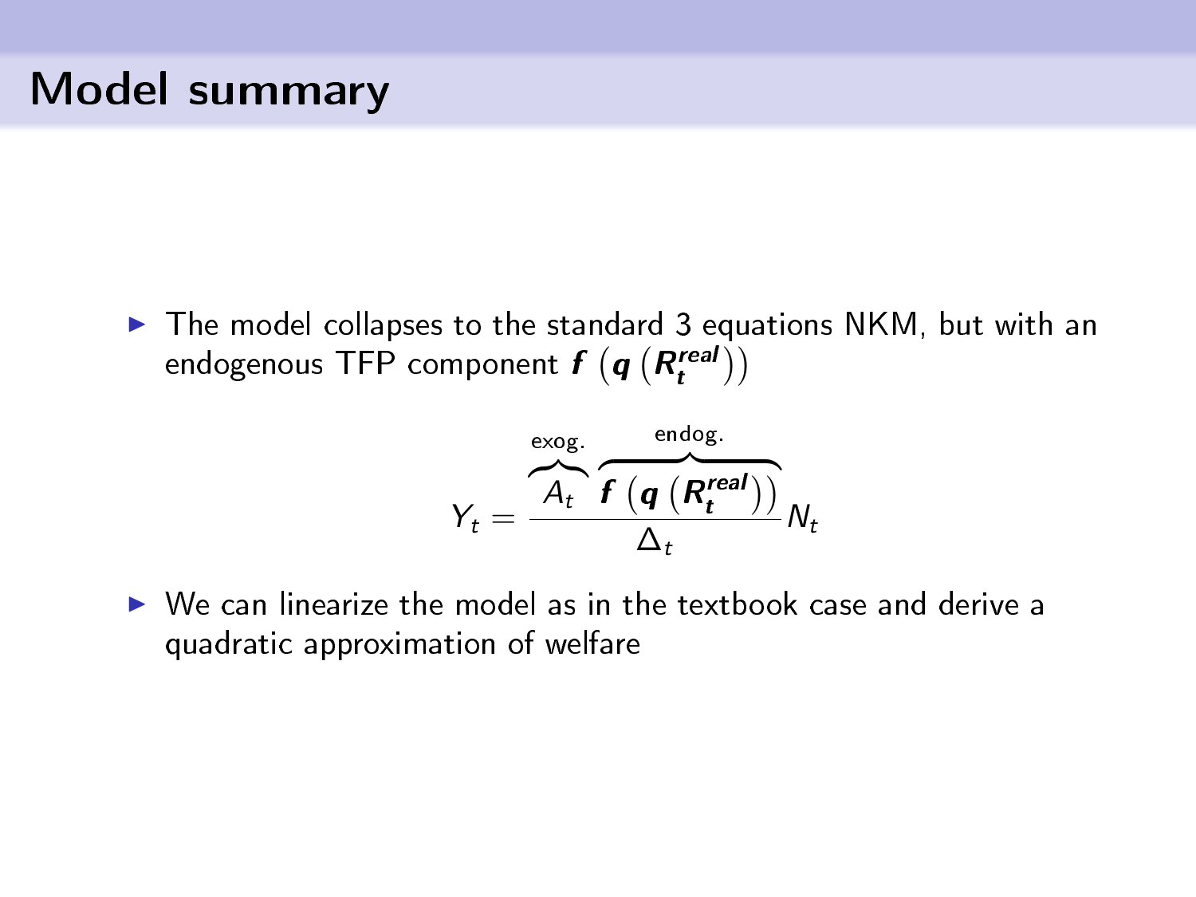# Model summary

- The model collapses to the standard 3 equations NKM, but with an endogenous TFP component $\boldsymbol{f}\left(\boldsymbol{q}\left(\boldsymbol{R_t^{real}}\right)\right)$

$$Y_t = \frac{\overbrace{A_t}^{\text{exog.}}\ \overbrace{\boldsymbol{f}\left(\boldsymbol{q}\left(\boldsymbol{R_t^{real}}\right)\right)}^{\text{endog.}}}{\Delta_t} N_t$$

- We can linearize the model as in the textbook case and derive a quadratic approximation of welfare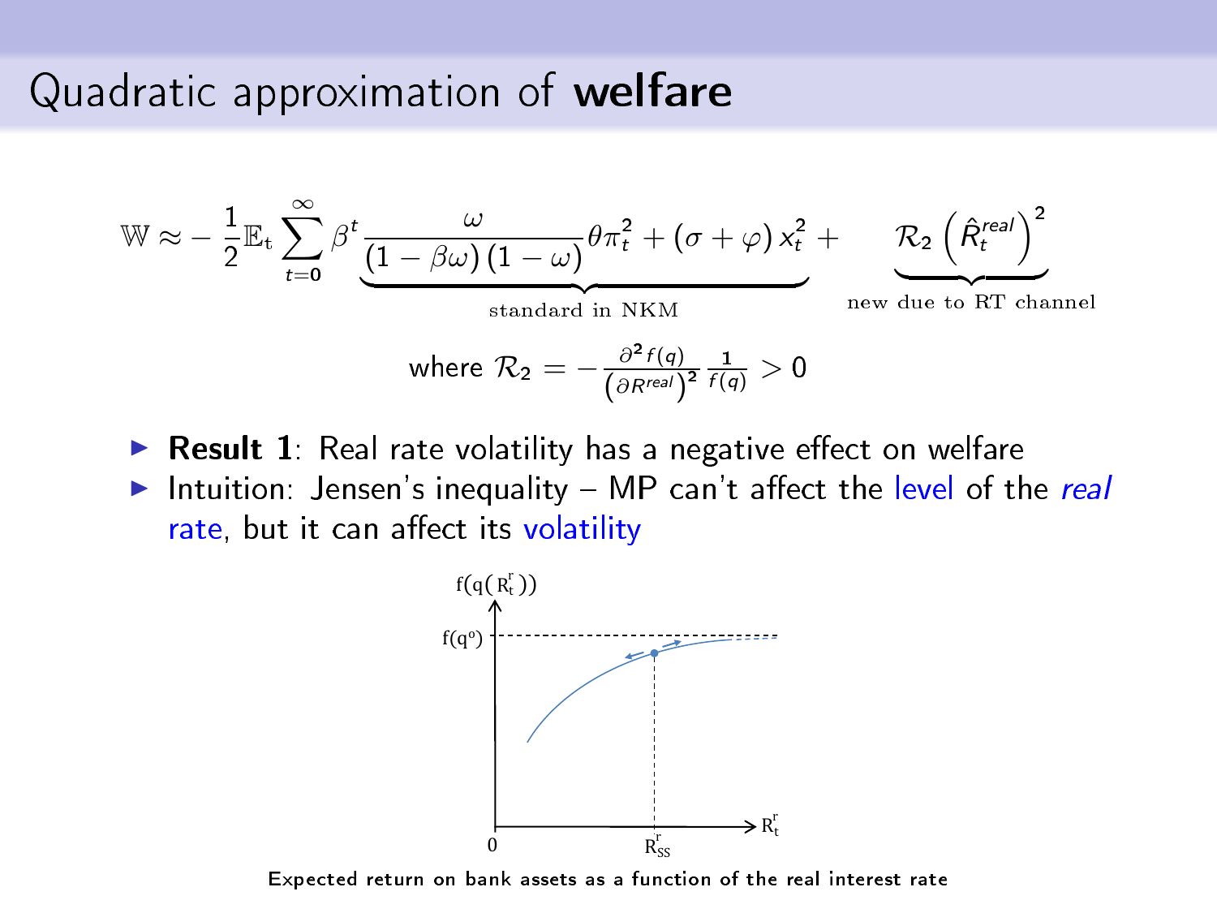# Quadratic approximation of **welfare**

$$\mathbb{W} \approx -\frac{1}{2}\mathbb{E}_t \sum_{t=0}^{\infty} \beta^t \underbrace{\frac{\omega}{(1-\beta\omega)(1-\omega)}\theta\pi_t^2 + (\sigma+\varphi)x_t^2}_{\text{standard in NKM}} + \underbrace{\mathcal{R}_2\left(\hat{R}_t^{real}\right)^2}_{\text{new due to RT channel}}$$

$$\text{where } \mathcal{R}_2 = -\frac{\partial^2 f(q)}{\left(\partial R^{real}\right)^2}\frac{1}{f(q)} > 0$$

- **Result 1**: Real rate volatility has a negative effect on welfare
- Intuition: Jensen's inequality – MP can't affect the level of the *real* rate, but it can affect its volatility

Expected return on bank assets as a function of the real interest rate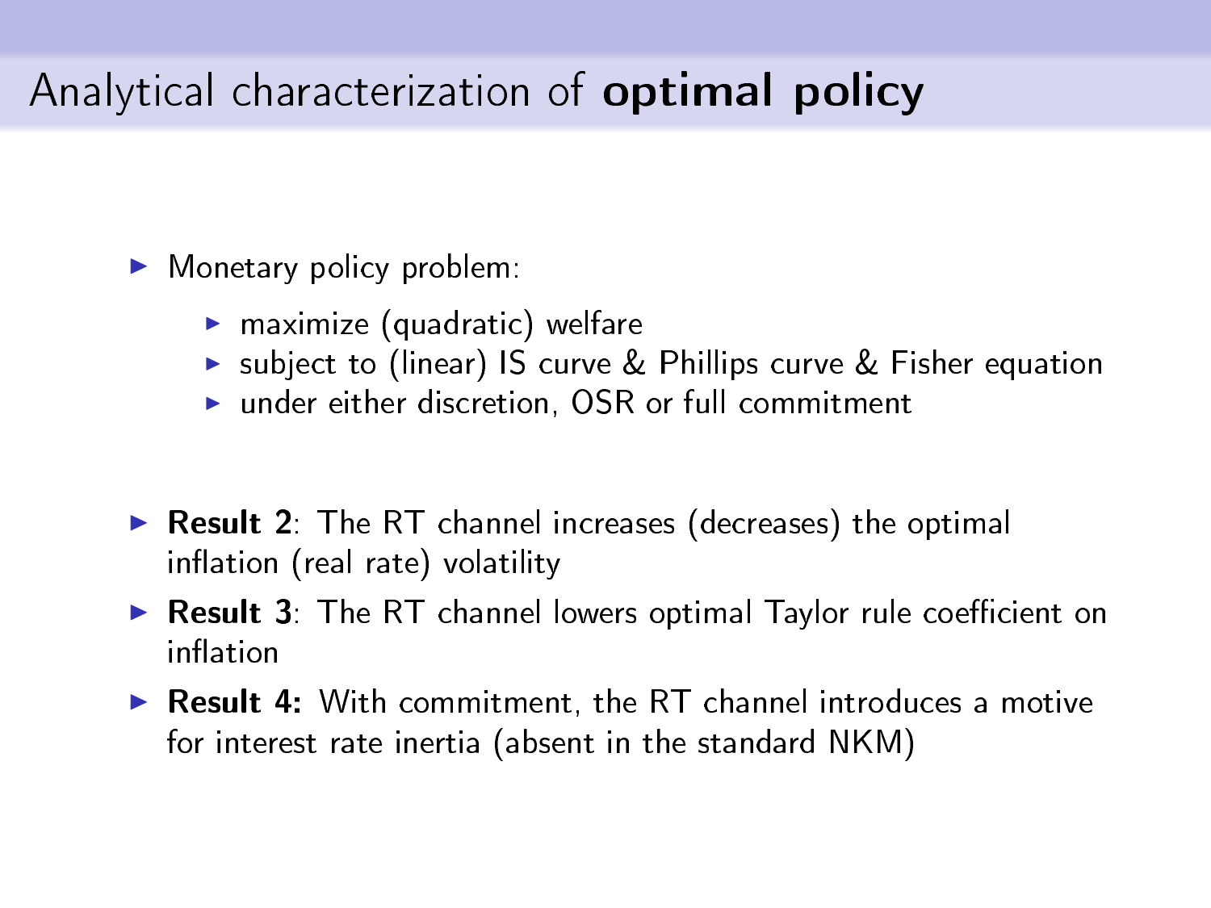# Analytical characterization of **optimal policy**

- Monetary policy problem:
  - maximize (quadratic) welfare
  - subject to (linear) IS curve & Phillips curve & Fisher equation
  - under either discretion, OSR or full commitment

- **Result 2**: The RT channel increases (decreases) the optimal inflation (real rate) volatility
- **Result 3**: The RT channel lowers optimal Taylor rule coefficient on inflation
- **Result 4:** With commitment, the RT channel introduces a motive for interest rate inertia (absent in the standard NKM)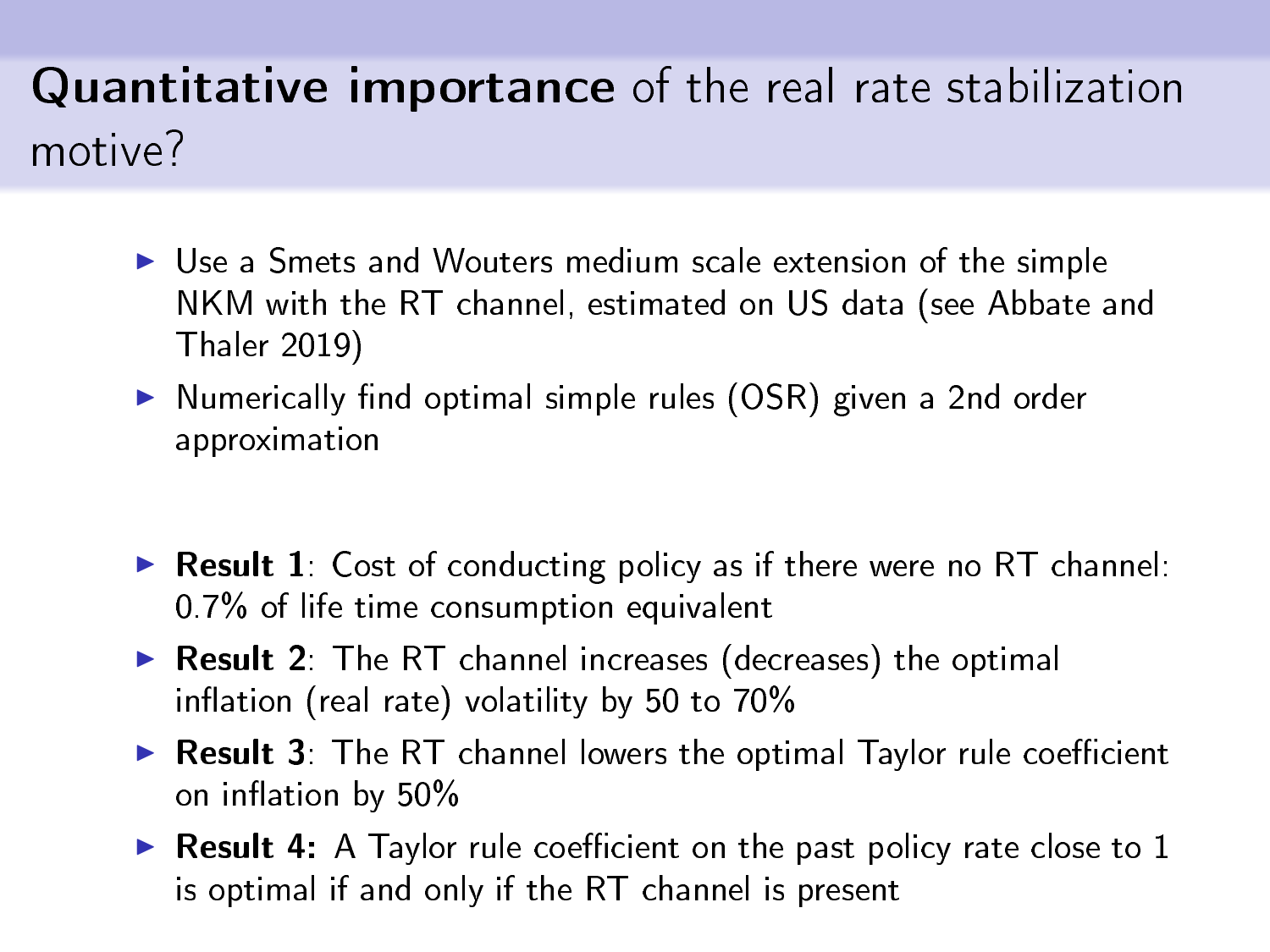# **Quantitative importance** of the real rate stabilization motive?

- Use a Smets and Wouters medium scale extension of the simple NKM with the RT channel, estimated on US data (see Abbate and Thaler 2019)
- Numerically find optimal simple rules (OSR) given a 2nd order approximation

- **Result 1**: Cost of conducting policy as if there were no RT channel: 0.7% of life time consumption equivalent
- **Result 2**: The RT channel increases (decreases) the optimal inflation (real rate) volatility by 50 to 70%
- **Result 3**: The RT channel lowers the optimal Taylor rule coefficient on inflation by 50%
- **Result 4:** A Taylor rule coefficient on the past policy rate close to 1 is optimal if and only if the RT channel is present